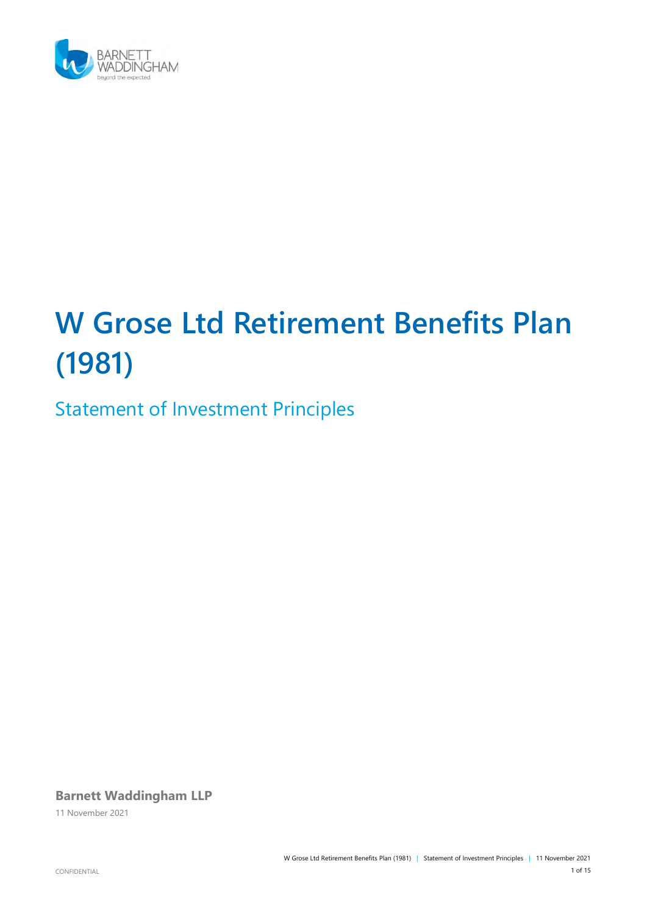# W Grose Ltd Retirement Benefits Plan (1981)

## Statement of Investment Principles

**Barnett Waddingham LLP**

11 November 2021

CONFIDENTIAL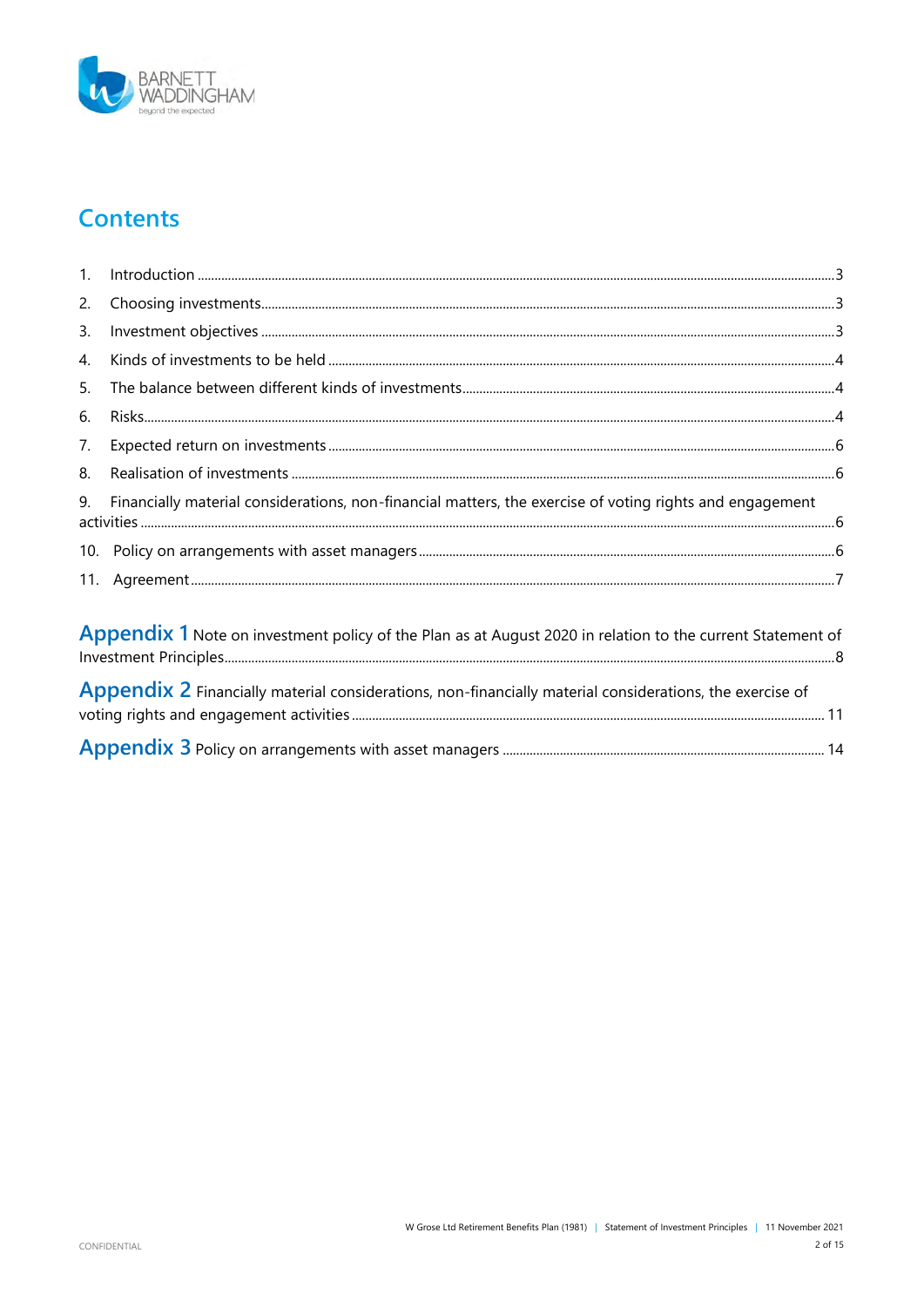# Contents

1. Introduction ........ 3
2. Choosing investments ........ 3
3. Investment objectives ........ 3
4. Kinds of investments to be held ........ 4
5. The balance between different kinds of investments ........ 4
6. Risks ........ 4
7. Expected return on investments ........ 6
8. Realisation of investments ........ 6
9. Financially material considerations, non-financial matters, the exercise of voting rights and engagement activities ........ 6
10. Policy on arrangements with asset managers ........ 6
11. Agreement ........ 7

**Appendix 1** Note on investment policy of the Plan as at August 2020 in relation to the current Statement of Investment Principles ........ 8

**Appendix 2** Financially material considerations, non-financially material considerations, the exercise of voting rights and engagement activities ........ 11

**Appendix 3** Policy on arrangements with asset managers ........ 14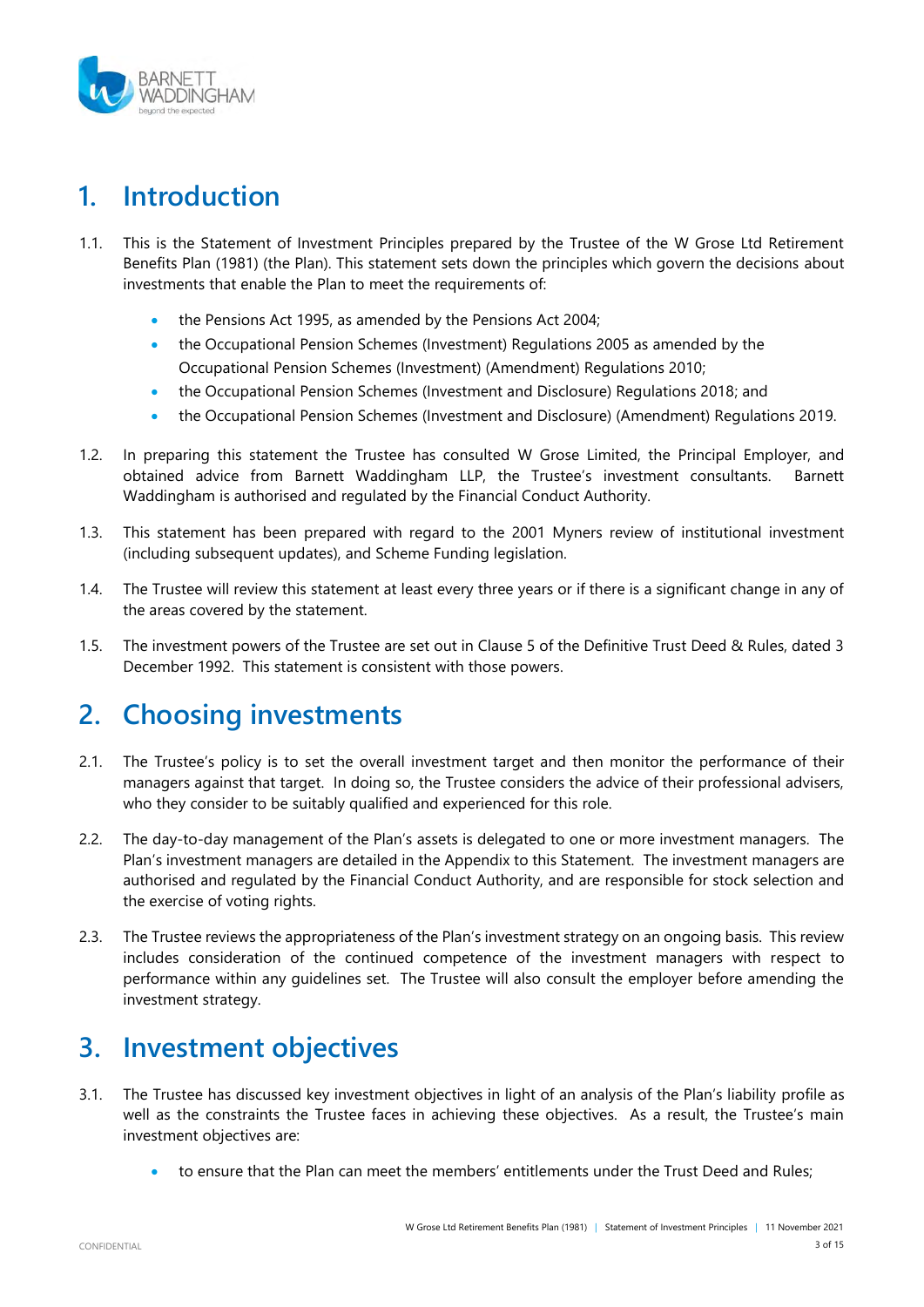# 1. Introduction

1.1. This is the Statement of Investment Principles prepared by the Trustee of the W Grose Ltd Retirement Benefits Plan (1981) (the Plan). This statement sets down the principles which govern the decisions about investments that enable the Plan to meet the requirements of:

- the Pensions Act 1995, as amended by the Pensions Act 2004;
- the Occupational Pension Schemes (Investment) Regulations 2005 as amended by the Occupational Pension Schemes (Investment) (Amendment) Regulations 2010;
- the Occupational Pension Schemes (Investment and Disclosure) Regulations 2018; and
- the Occupational Pension Schemes (Investment and Disclosure) (Amendment) Regulations 2019.

1.2. In preparing this statement the Trustee has consulted W Grose Limited, the Principal Employer, and obtained advice from Barnett Waddingham LLP, the Trustee's investment consultants. Barnett Waddingham is authorised and regulated by the Financial Conduct Authority.

1.3. This statement has been prepared with regard to the 2001 Myners review of institutional investment (including subsequent updates), and Scheme Funding legislation.

1.4. The Trustee will review this statement at least every three years or if there is a significant change in any of the areas covered by the statement.

1.5. The investment powers of the Trustee are set out in Clause 5 of the Definitive Trust Deed & Rules, dated 3 December 1992. This statement is consistent with those powers.

# 2. Choosing investments

2.1. The Trustee's policy is to set the overall investment target and then monitor the performance of their managers against that target. In doing so, the Trustee considers the advice of their professional advisers, who they consider to be suitably qualified and experienced for this role.

2.2. The day-to-day management of the Plan's assets is delegated to one or more investment managers. The Plan's investment managers are detailed in the Appendix to this Statement. The investment managers are authorised and regulated by the Financial Conduct Authority, and are responsible for stock selection and the exercise of voting rights.

2.3. The Trustee reviews the appropriateness of the Plan's investment strategy on an ongoing basis. This review includes consideration of the continued competence of the investment managers with respect to performance within any guidelines set. The Trustee will also consult the employer before amending the investment strategy.

# 3. Investment objectives

3.1. The Trustee has discussed key investment objectives in light of an analysis of the Plan's liability profile as well as the constraints the Trustee faces in achieving these objectives. As a result, the Trustee's main investment objectives are:

- to ensure that the Plan can meet the members' entitlements under the Trust Deed and Rules;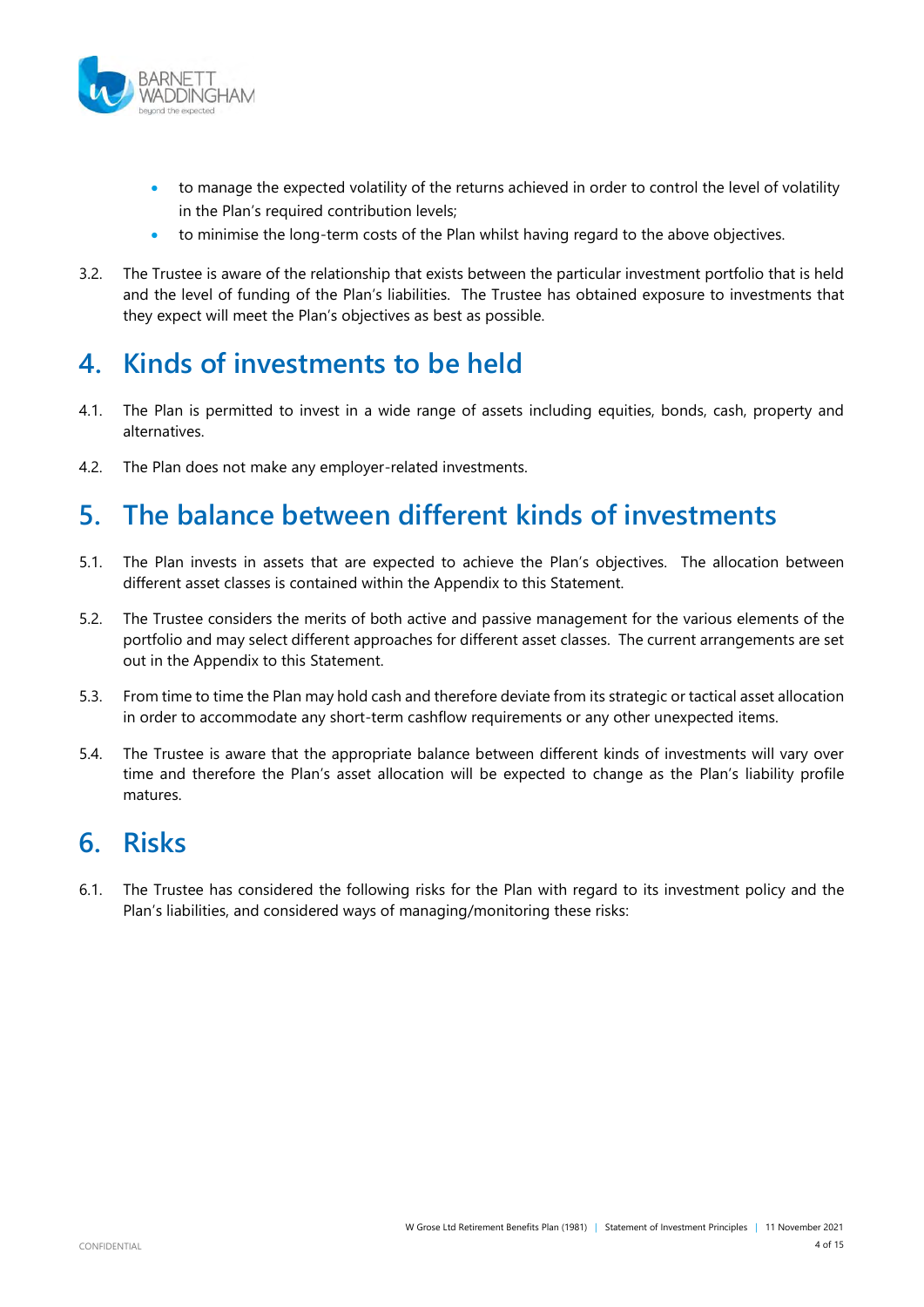- to manage the expected volatility of the returns achieved in order to control the level of volatility in the Plan's required contribution levels;
- to minimise the long-term costs of the Plan whilst having regard to the above objectives.

3.2. The Trustee is aware of the relationship that exists between the particular investment portfolio that is held and the level of funding of the Plan's liabilities. The Trustee has obtained exposure to investments that they expect will meet the Plan's objectives as best as possible.

# 4. Kinds of investments to be held

4.1. The Plan is permitted to invest in a wide range of assets including equities, bonds, cash, property and alternatives.

4.2. The Plan does not make any employer-related investments.

# 5. The balance between different kinds of investments

5.1. The Plan invests in assets that are expected to achieve the Plan's objectives. The allocation between different asset classes is contained within the Appendix to this Statement.

5.2. The Trustee considers the merits of both active and passive management for the various elements of the portfolio and may select different approaches for different asset classes. The current arrangements are set out in the Appendix to this Statement.

5.3. From time to time the Plan may hold cash and therefore deviate from its strategic or tactical asset allocation in order to accommodate any short-term cashflow requirements or any other unexpected items.

5.4. The Trustee is aware that the appropriate balance between different kinds of investments will vary over time and therefore the Plan's asset allocation will be expected to change as the Plan's liability profile matures.

# 6. Risks

6.1. The Trustee has considered the following risks for the Plan with regard to its investment policy and the Plan's liabilities, and considered ways of managing/monitoring these risks: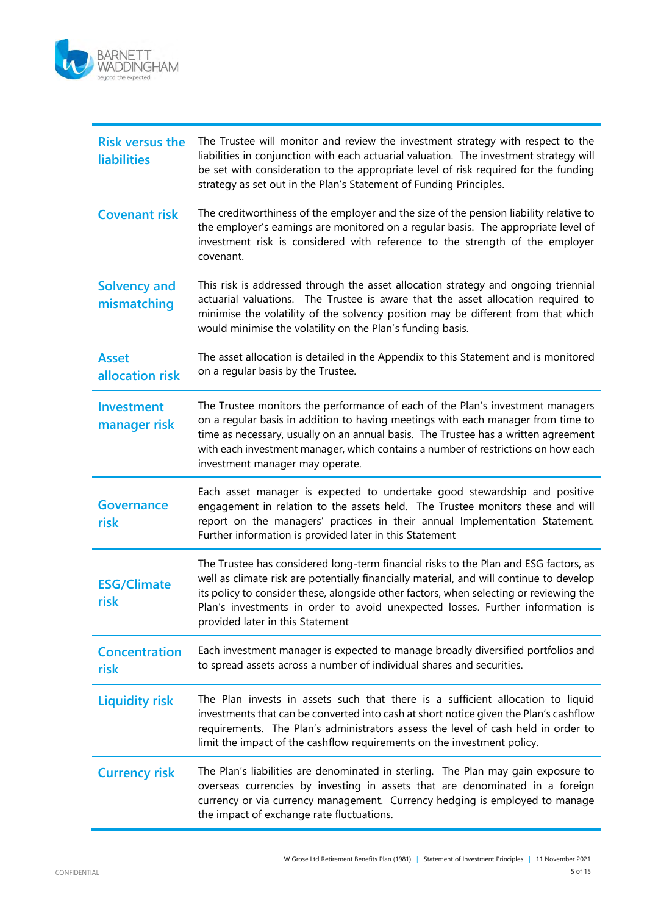| Risk | Description |
|---|---|
| **Risk versus the liabilities** | The Trustee will monitor and review the investment strategy with respect to the liabilities in conjunction with each actuarial valuation. The investment strategy will be set with consideration to the appropriate level of risk required for the funding strategy as set out in the Plan's Statement of Funding Principles. |
| **Covenant risk** | The creditworthiness of the employer and the size of the pension liability relative to the employer's earnings are monitored on a regular basis. The appropriate level of investment risk is considered with reference to the strength of the employer covenant. |
| **Solvency and mismatching** | This risk is addressed through the asset allocation strategy and ongoing triennial actuarial valuations. The Trustee is aware that the asset allocation required to minimise the volatility of the solvency position may be different from that which would minimise the volatility on the Plan's funding basis. |
| **Asset allocation risk** | The asset allocation is detailed in the Appendix to this Statement and is monitored on a regular basis by the Trustee. |
| **Investment manager risk** | The Trustee monitors the performance of each of the Plan's investment managers on a regular basis in addition to having meetings with each manager from time to time as necessary, usually on an annual basis. The Trustee has a written agreement with each investment manager, which contains a number of restrictions on how each investment manager may operate. |
| **Governance risk** | Each asset manager is expected to undertake good stewardship and positive engagement in relation to the assets held. The Trustee monitors these and will report on the managers' practices in their annual Implementation Statement. Further information is provided later in this Statement |
| **ESG/Climate risk** | The Trustee has considered long-term financial risks to the Plan and ESG factors, as well as climate risk are potentially financially material, and will continue to develop its policy to consider these, alongside other factors, when selecting or reviewing the Plan's investments in order to avoid unexpected losses. Further information is provided later in this Statement |
| **Concentration risk** | Each investment manager is expected to manage broadly diversified portfolios and to spread assets across a number of individual shares and securities. |
| **Liquidity risk** | The Plan invests in assets such that there is a sufficient allocation to liquid investments that can be converted into cash at short notice given the Plan's cashflow requirements. The Plan's administrators assess the level of cash held in order to limit the impact of the cashflow requirements on the investment policy. |
| **Currency risk** | The Plan's liabilities are denominated in sterling. The Plan may gain exposure to overseas currencies by investing in assets that are denominated in a foreign currency or via currency management. Currency hedging is employed to manage the impact of exchange rate fluctuations. |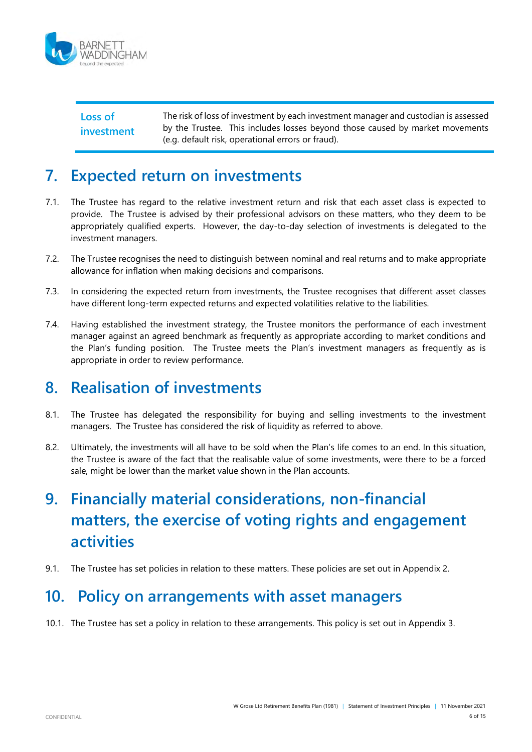| | |
|---|---|
| **Loss of investment** | The risk of loss of investment by each investment manager and custodian is assessed by the Trustee. This includes losses beyond those caused by market movements (e.g. default risk, operational errors or fraud). |

## 7. Expected return on investments

7.1. The Trustee has regard to the relative investment return and risk that each asset class is expected to provide. The Trustee is advised by their professional advisors on these matters, who they deem to be appropriately qualified experts. However, the day-to-day selection of investments is delegated to the investment managers.

7.2. The Trustee recognises the need to distinguish between nominal and real returns and to make appropriate allowance for inflation when making decisions and comparisons.

7.3. In considering the expected return from investments, the Trustee recognises that different asset classes have different long-term expected returns and expected volatilities relative to the liabilities.

7.4. Having established the investment strategy, the Trustee monitors the performance of each investment manager against an agreed benchmark as frequently as appropriate according to market conditions and the Plan's funding position. The Trustee meets the Plan's investment managers as frequently as is appropriate in order to review performance.

## 8. Realisation of investments

8.1. The Trustee has delegated the responsibility for buying and selling investments to the investment managers. The Trustee has considered the risk of liquidity as referred to above.

8.2. Ultimately, the investments will all have to be sold when the Plan's life comes to an end. In this situation, the Trustee is aware of the fact that the realisable value of some investments, were there to be a forced sale, might be lower than the market value shown in the Plan accounts.

## 9. Financially material considerations, non-financial matters, the exercise of voting rights and engagement activities

9.1. The Trustee has set policies in relation to these matters. These policies are set out in Appendix 2.

## 10. Policy on arrangements with asset managers

10.1. The Trustee has set a policy in relation to these arrangements. This policy is set out in Appendix 3.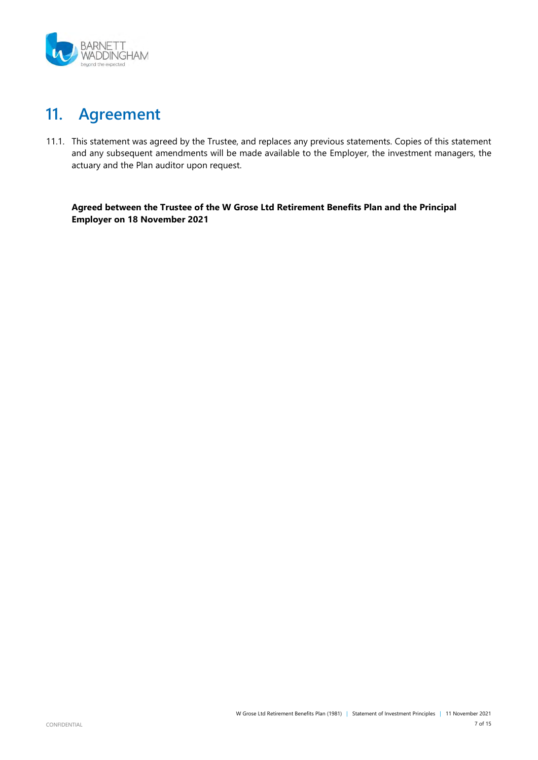## 11. Agreement

11.1. This statement was agreed by the Trustee, and replaces any previous statements. Copies of this statement and any subsequent amendments will be made available to the Employer, the investment managers, the actuary and the Plan auditor upon request.

**Agreed between the Trustee of the W Grose Ltd Retirement Benefits Plan and the Principal Employer on 18 November 2021**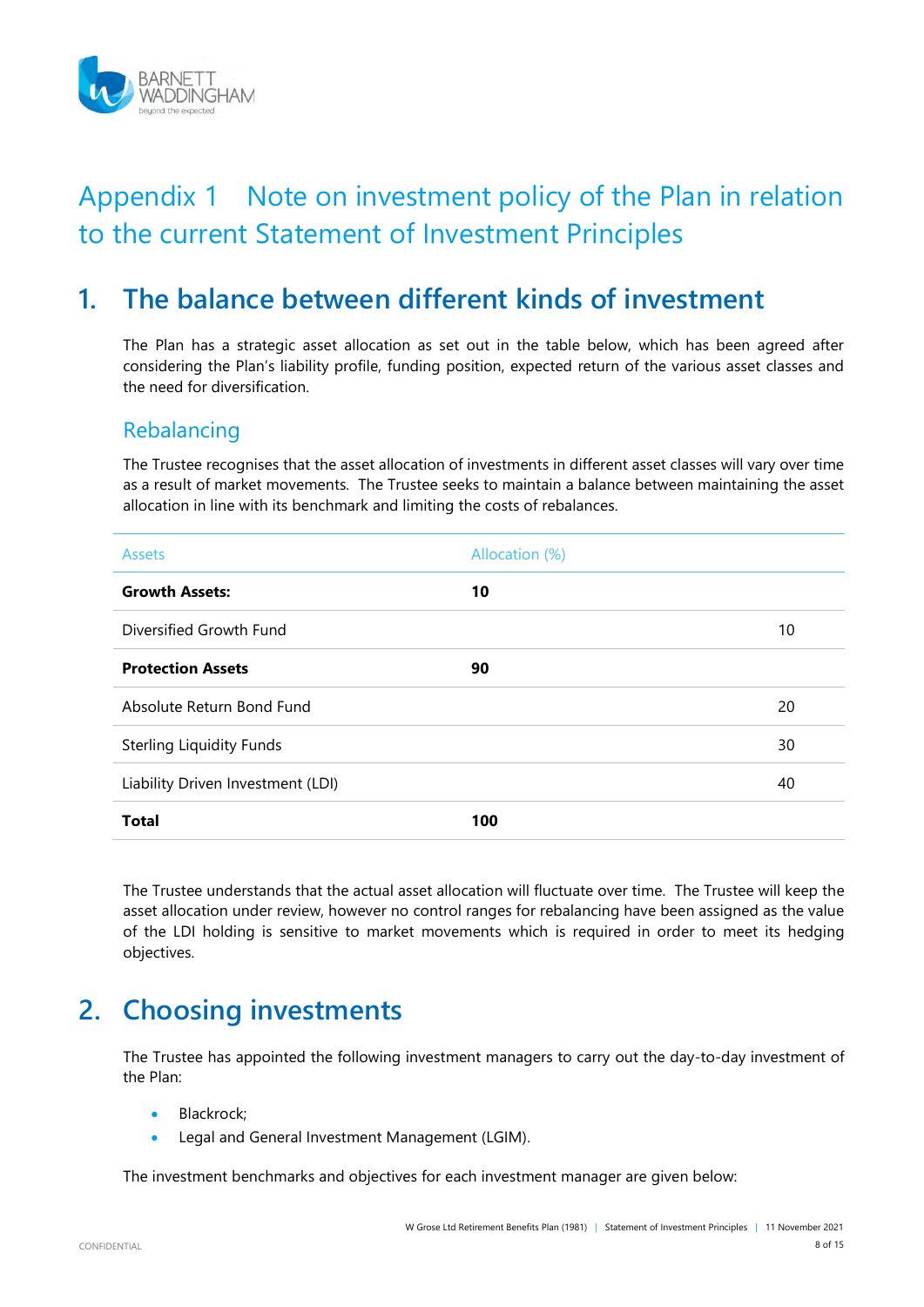# Appendix 1 Note on investment policy of the Plan in relation to the current Statement of Investment Principles

## 1. The balance between different kinds of investment

The Plan has a strategic asset allocation as set out in the table below, which has been agreed after considering the Plan's liability profile, funding position, expected return of the various asset classes and the need for diversification.

### Rebalancing

The Trustee recognises that the asset allocation of investments in different asset classes will vary over time as a result of market movements. The Trustee seeks to maintain a balance between maintaining the asset allocation in line with its benchmark and limiting the costs of rebalances.

| Assets | Allocation (%) | |
|---|---|---|
| **Growth Assets:** | **10** | |
| Diversified Growth Fund | | 10 |
| **Protection Assets** | **90** | |
| Absolute Return Bond Fund | | 20 |
| Sterling Liquidity Funds | | 30 |
| Liability Driven Investment (LDI) | | 40 |
| **Total** | **100** | |

The Trustee understands that the actual asset allocation will fluctuate over time. The Trustee will keep the asset allocation under review, however no control ranges for rebalancing have been assigned as the value of the LDI holding is sensitive to market movements which is required in order to meet its hedging objectives.

## 2. Choosing investments

The Trustee has appointed the following investment managers to carry out the day-to-day investment of the Plan:

- Blackrock;
- Legal and General Investment Management (LGIM).

The investment benchmarks and objectives for each investment manager are given below: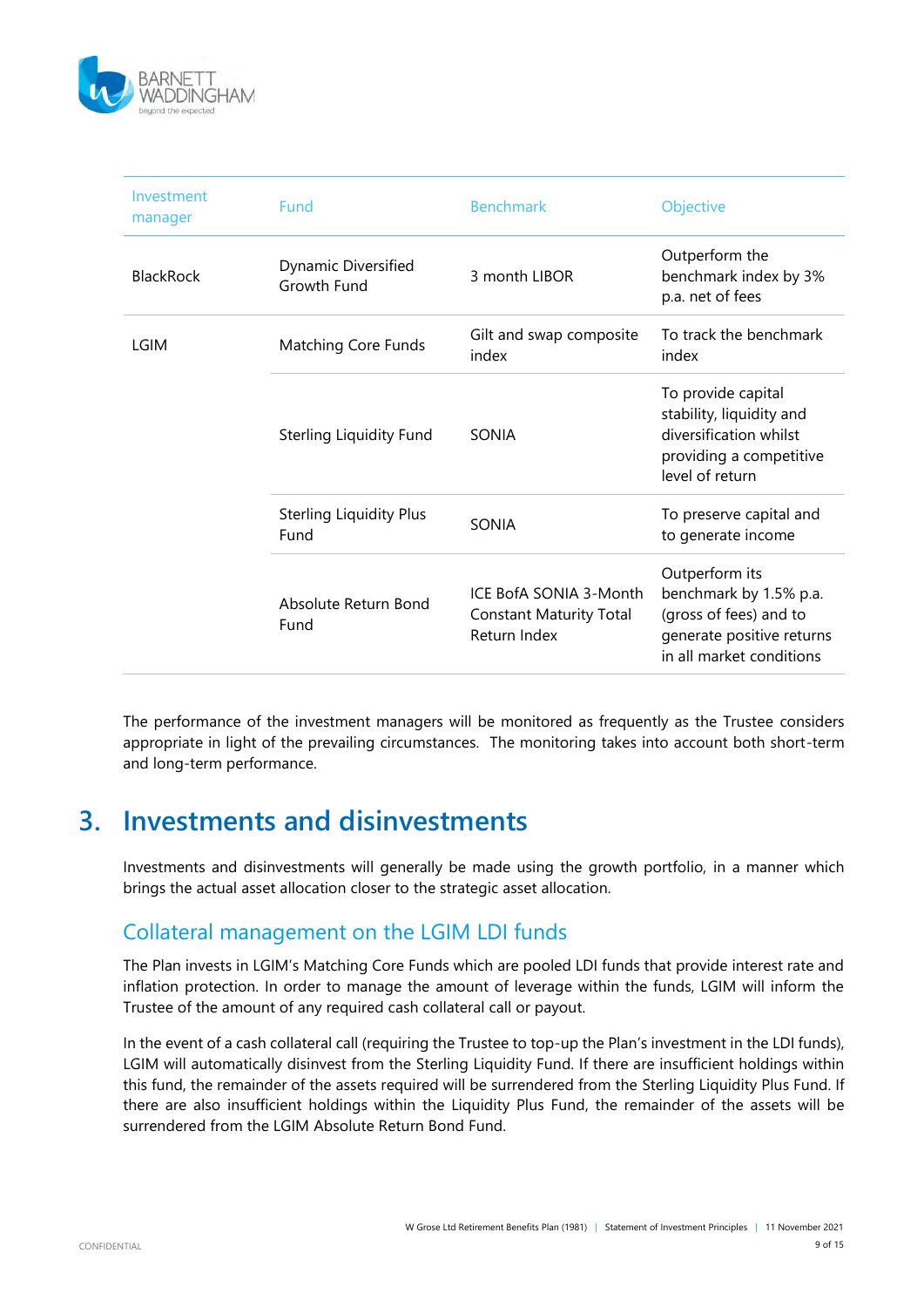| Investment manager | Fund | Benchmark | Objective |
|---|---|---|---|
| BlackRock | Dynamic Diversified Growth Fund | 3 month LIBOR | Outperform the benchmark index by 3% p.a. net of fees |
| LGIM | Matching Core Funds | Gilt and swap composite index | To track the benchmark index |
| | Sterling Liquidity Fund | SONIA | To provide capital stability, liquidity and diversification whilst providing a competitive level of return |
| | Sterling Liquidity Plus Fund | SONIA | To preserve capital and to generate income |
| | Absolute Return Bond Fund | ICE BofA SONIA 3-Month Constant Maturity Total Return Index | Outperform its benchmark by 1.5% p.a. (gross of fees) and to generate positive returns in all market conditions |

The performance of the investment managers will be monitored as frequently as the Trustee considers appropriate in light of the prevailing circumstances. The monitoring takes into account both short-term and long-term performance.

# 3. Investments and disinvestments

Investments and disinvestments will generally be made using the growth portfolio, in a manner which brings the actual asset allocation closer to the strategic asset allocation.

## Collateral management on the LGIM LDI funds

The Plan invests in LGIM's Matching Core Funds which are pooled LDI funds that provide interest rate and inflation protection. In order to manage the amount of leverage within the funds, LGIM will inform the Trustee of the amount of any required cash collateral call or payout.

In the event of a cash collateral call (requiring the Trustee to top-up the Plan's investment in the LDI funds), LGIM will automatically disinvest from the Sterling Liquidity Fund. If there are insufficient holdings within this fund, the remainder of the assets required will be surrendered from the Sterling Liquidity Plus Fund. If there are also insufficient holdings within the Liquidity Plus Fund, the remainder of the assets will be surrendered from the LGIM Absolute Return Bond Fund.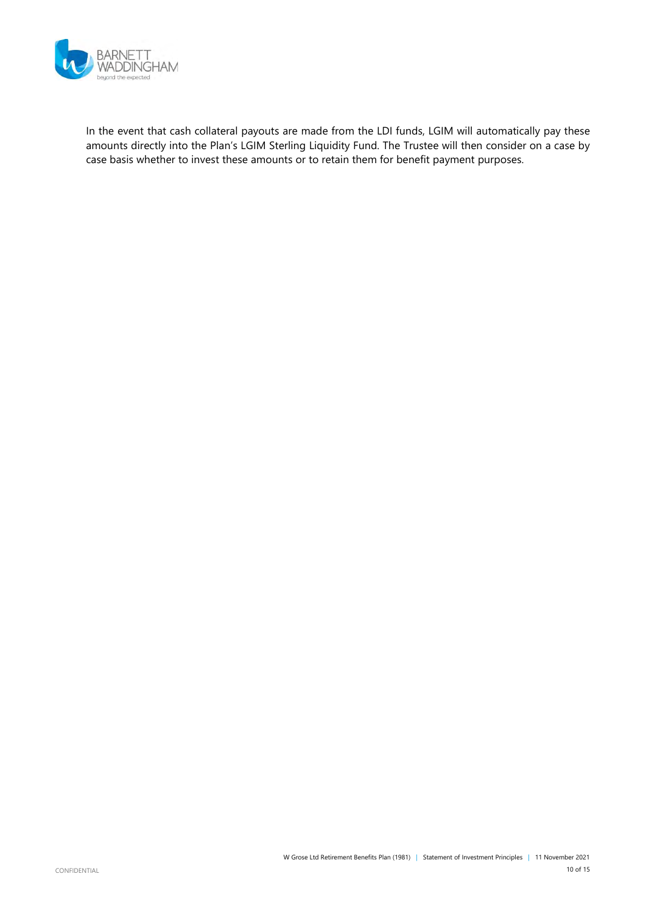In the event that cash collateral payouts are made from the LDI funds, LGIM will automatically pay these amounts directly into the Plan's LGIM Sterling Liquidity Fund. The Trustee will then consider on a case by case basis whether to invest these amounts or to retain them for benefit payment purposes.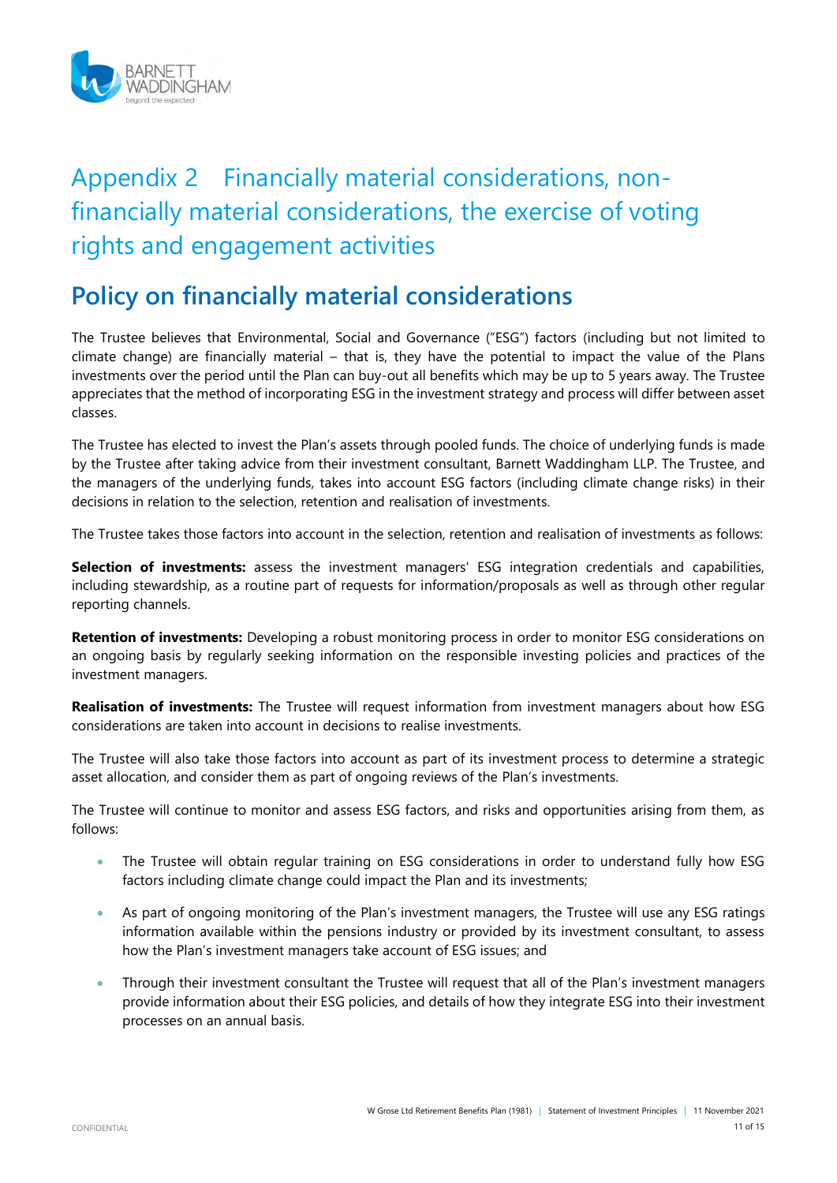# Appendix 2 Financially material considerations, non-financially material considerations, the exercise of voting rights and engagement activities

## Policy on financially material considerations

The Trustee believes that Environmental, Social and Governance ("ESG") factors (including but not limited to climate change) are financially material – that is, they have the potential to impact the value of the Plans investments over the period until the Plan can buy-out all benefits which may be up to 5 years away. The Trustee appreciates that the method of incorporating ESG in the investment strategy and process will differ between asset classes.

The Trustee has elected to invest the Plan's assets through pooled funds. The choice of underlying funds is made by the Trustee after taking advice from their investment consultant, Barnett Waddingham LLP. The Trustee, and the managers of the underlying funds, takes into account ESG factors (including climate change risks) in their decisions in relation to the selection, retention and realisation of investments.

The Trustee takes those factors into account in the selection, retention and realisation of investments as follows:

**Selection of investments:** assess the investment managers' ESG integration credentials and capabilities, including stewardship, as a routine part of requests for information/proposals as well as through other regular reporting channels.

**Retention of investments:** Developing a robust monitoring process in order to monitor ESG considerations on an ongoing basis by regularly seeking information on the responsible investing policies and practices of the investment managers.

**Realisation of investments:** The Trustee will request information from investment managers about how ESG considerations are taken into account in decisions to realise investments.

The Trustee will also take those factors into account as part of its investment process to determine a strategic asset allocation, and consider them as part of ongoing reviews of the Plan's investments.

The Trustee will continue to monitor and assess ESG factors, and risks and opportunities arising from them, as follows:

- The Trustee will obtain regular training on ESG considerations in order to understand fully how ESG factors including climate change could impact the Plan and its investments;
- As part of ongoing monitoring of the Plan's investment managers, the Trustee will use any ESG ratings information available within the pensions industry or provided by its investment consultant, to assess how the Plan's investment managers take account of ESG issues; and
- Through their investment consultant the Trustee will request that all of the Plan's investment managers provide information about their ESG policies, and details of how they integrate ESG into their investment processes on an annual basis.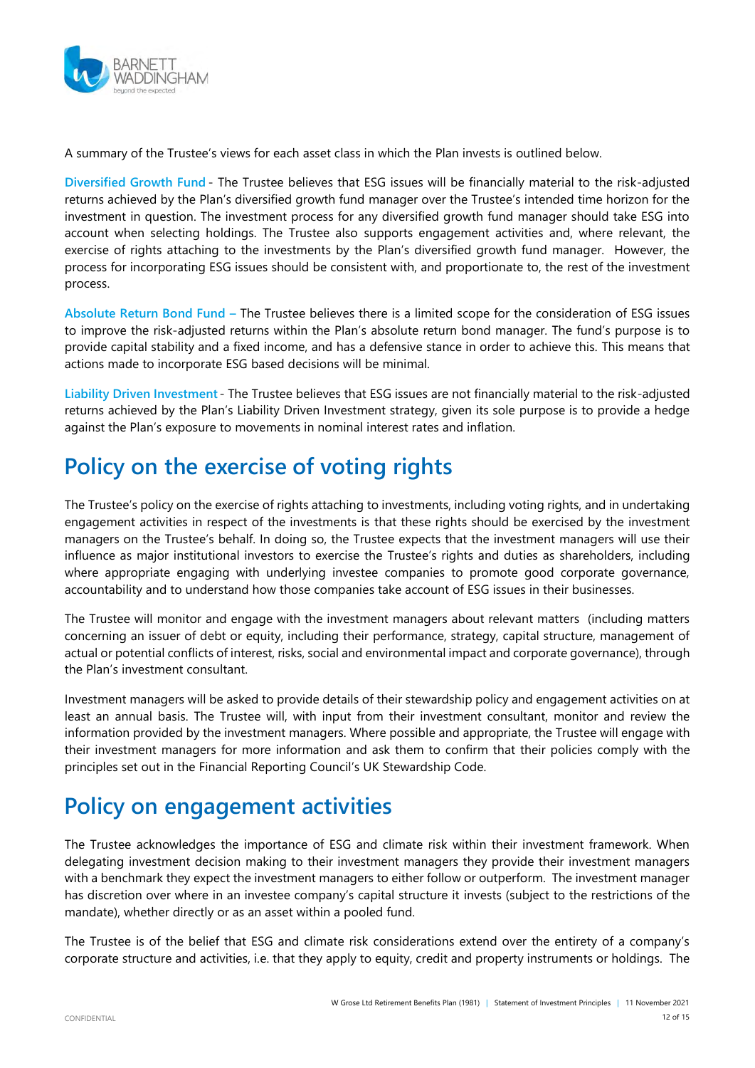A summary of the Trustee's views for each asset class in which the Plan invests is outlined below.

**Diversified Growth Fund** - The Trustee believes that ESG issues will be financially material to the risk-adjusted returns achieved by the Plan's diversified growth fund manager over the Trustee's intended time horizon for the investment in question. The investment process for any diversified growth fund manager should take ESG into account when selecting holdings. The Trustee also supports engagement activities and, where relevant, the exercise of rights attaching to the investments by the Plan's diversified growth fund manager. However, the process for incorporating ESG issues should be consistent with, and proportionate to, the rest of the investment process.

**Absolute Return Bond Fund** – The Trustee believes there is a limited scope for the consideration of ESG issues to improve the risk-adjusted returns within the Plan's absolute return bond manager. The fund's purpose is to provide capital stability and a fixed income, and has a defensive stance in order to achieve this. This means that actions made to incorporate ESG based decisions will be minimal.

**Liability Driven Investment** - The Trustee believes that ESG issues are not financially material to the risk-adjusted returns achieved by the Plan's Liability Driven Investment strategy, given its sole purpose is to provide a hedge against the Plan's exposure to movements in nominal interest rates and inflation.

# Policy on the exercise of voting rights

The Trustee's policy on the exercise of rights attaching to investments, including voting rights, and in undertaking engagement activities in respect of the investments is that these rights should be exercised by the investment managers on the Trustee's behalf. In doing so, the Trustee expects that the investment managers will use their influence as major institutional investors to exercise the Trustee's rights and duties as shareholders, including where appropriate engaging with underlying investee companies to promote good corporate governance, accountability and to understand how those companies take account of ESG issues in their businesses.

The Trustee will monitor and engage with the investment managers about relevant matters (including matters concerning an issuer of debt or equity, including their performance, strategy, capital structure, management of actual or potential conflicts of interest, risks, social and environmental impact and corporate governance), through the Plan's investment consultant.

Investment managers will be asked to provide details of their stewardship policy and engagement activities on at least an annual basis. The Trustee will, with input from their investment consultant, monitor and review the information provided by the investment managers. Where possible and appropriate, the Trustee will engage with their investment managers for more information and ask them to confirm that their policies comply with the principles set out in the Financial Reporting Council's UK Stewardship Code.

# Policy on engagement activities

The Trustee acknowledges the importance of ESG and climate risk within their investment framework. When delegating investment decision making to their investment managers they provide their investment managers with a benchmark they expect the investment managers to either follow or outperform. The investment manager has discretion over where in an investee company's capital structure it invests (subject to the restrictions of the mandate), whether directly or as an asset within a pooled fund.

The Trustee is of the belief that ESG and climate risk considerations extend over the entirety of a company's corporate structure and activities, i.e. that they apply to equity, credit and property instruments or holdings. The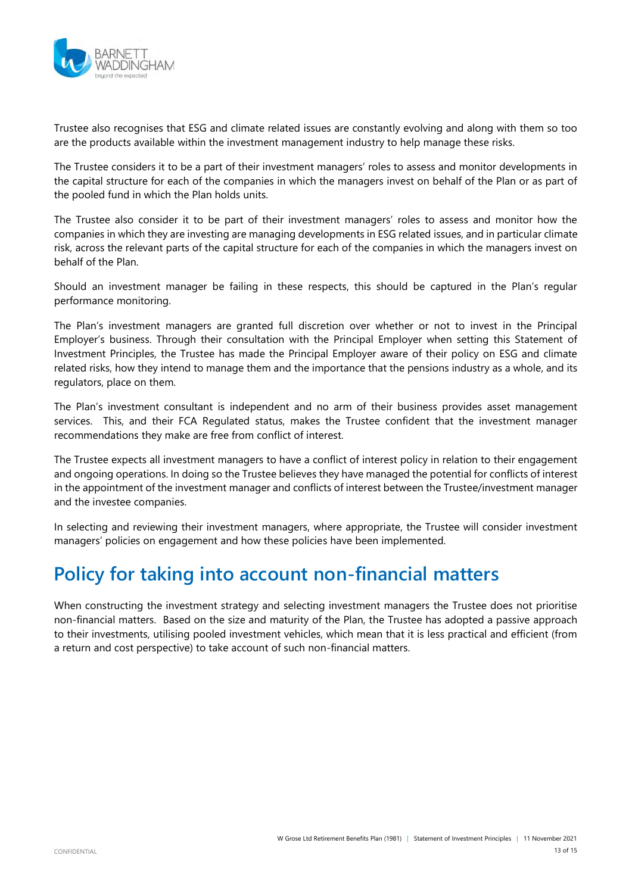Trustee also recognises that ESG and climate related issues are constantly evolving and along with them so too are the products available within the investment management industry to help manage these risks.

The Trustee considers it to be a part of their investment managers' roles to assess and monitor developments in the capital structure for each of the companies in which the managers invest on behalf of the Plan or as part of the pooled fund in which the Plan holds units.

The Trustee also consider it to be part of their investment managers' roles to assess and monitor how the companies in which they are investing are managing developments in ESG related issues, and in particular climate risk, across the relevant parts of the capital structure for each of the companies in which the managers invest on behalf of the Plan.

Should an investment manager be failing in these respects, this should be captured in the Plan's regular performance monitoring.

The Plan's investment managers are granted full discretion over whether or not to invest in the Principal Employer's business. Through their consultation with the Principal Employer when setting this Statement of Investment Principles, the Trustee has made the Principal Employer aware of their policy on ESG and climate related risks, how they intend to manage them and the importance that the pensions industry as a whole, and its regulators, place on them.

The Plan's investment consultant is independent and no arm of their business provides asset management services. This, and their FCA Regulated status, makes the Trustee confident that the investment manager recommendations they make are free from conflict of interest.

The Trustee expects all investment managers to have a conflict of interest policy in relation to their engagement and ongoing operations. In doing so the Trustee believes they have managed the potential for conflicts of interest in the appointment of the investment manager and conflicts of interest between the Trustee/investment manager and the investee companies.

In selecting and reviewing their investment managers, where appropriate, the Trustee will consider investment managers' policies on engagement and how these policies have been implemented.

# Policy for taking into account non-financial matters

When constructing the investment strategy and selecting investment managers the Trustee does not prioritise non-financial matters. Based on the size and maturity of the Plan, the Trustee has adopted a passive approach to their investments, utilising pooled investment vehicles, which mean that it is less practical and efficient (from a return and cost perspective) to take account of such non-financial matters.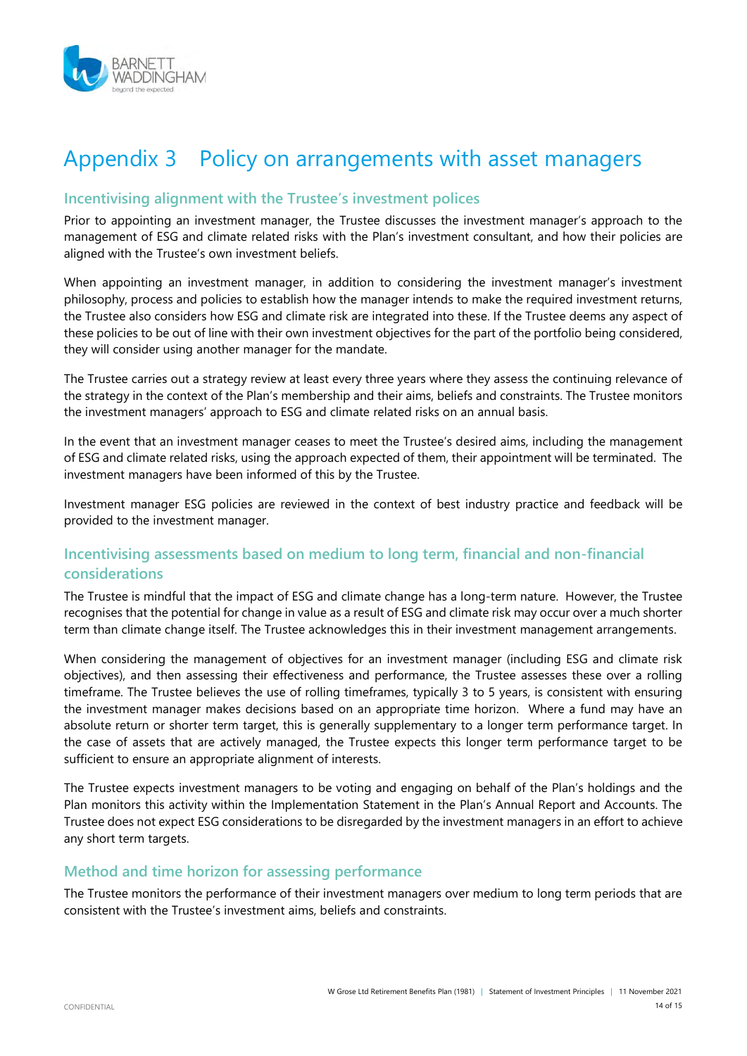# Appendix 3 Policy on arrangements with asset managers

## Incentivising alignment with the Trustee's investment polices

Prior to appointing an investment manager, the Trustee discusses the investment manager's approach to the management of ESG and climate related risks with the Plan's investment consultant, and how their policies are aligned with the Trustee's own investment beliefs.

When appointing an investment manager, in addition to considering the investment manager's investment philosophy, process and policies to establish how the manager intends to make the required investment returns, the Trustee also considers how ESG and climate risk are integrated into these. If the Trustee deems any aspect of these policies to be out of line with their own investment objectives for the part of the portfolio being considered, they will consider using another manager for the mandate.

The Trustee carries out a strategy review at least every three years where they assess the continuing relevance of the strategy in the context of the Plan's membership and their aims, beliefs and constraints. The Trustee monitors the investment managers' approach to ESG and climate related risks on an annual basis.

In the event that an investment manager ceases to meet the Trustee's desired aims, including the management of ESG and climate related risks, using the approach expected of them, their appointment will be terminated. The investment managers have been informed of this by the Trustee.

Investment manager ESG policies are reviewed in the context of best industry practice and feedback will be provided to the investment manager.

## Incentivising assessments based on medium to long term, financial and non-financial considerations

The Trustee is mindful that the impact of ESG and climate change has a long-term nature. However, the Trustee recognises that the potential for change in value as a result of ESG and climate risk may occur over a much shorter term than climate change itself. The Trustee acknowledges this in their investment management arrangements.

When considering the management of objectives for an investment manager (including ESG and climate risk objectives), and then assessing their effectiveness and performance, the Trustee assesses these over a rolling timeframe. The Trustee believes the use of rolling timeframes, typically 3 to 5 years, is consistent with ensuring the investment manager makes decisions based on an appropriate time horizon. Where a fund may have an absolute return or shorter term target, this is generally supplementary to a longer term performance target. In the case of assets that are actively managed, the Trustee expects this longer term performance target to be sufficient to ensure an appropriate alignment of interests.

The Trustee expects investment managers to be voting and engaging on behalf of the Plan's holdings and the Plan monitors this activity within the Implementation Statement in the Plan's Annual Report and Accounts. The Trustee does not expect ESG considerations to be disregarded by the investment managers in an effort to achieve any short term targets.

## Method and time horizon for assessing performance

The Trustee monitors the performance of their investment managers over medium to long term periods that are consistent with the Trustee's investment aims, beliefs and constraints.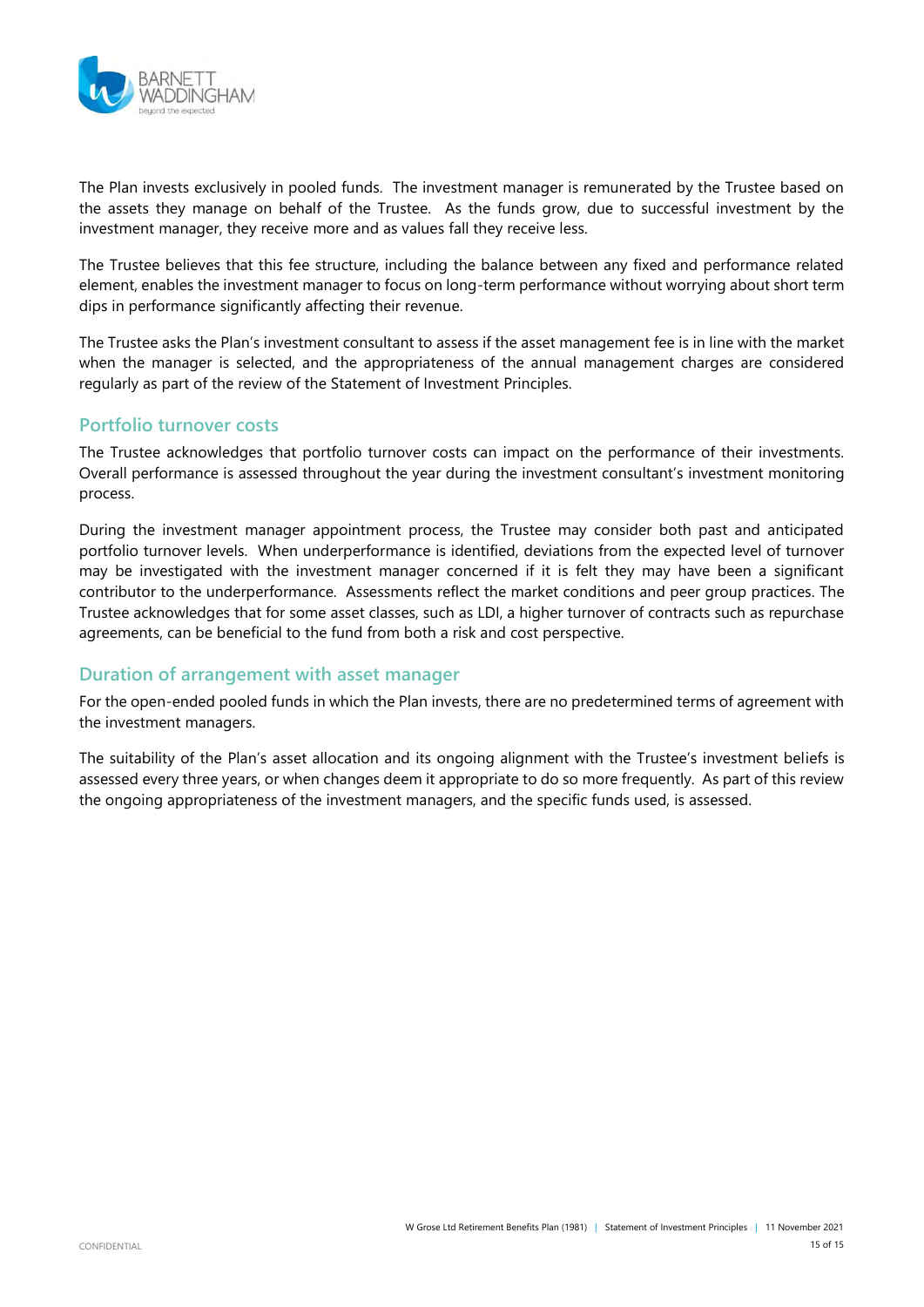The Plan invests exclusively in pooled funds. The investment manager is remunerated by the Trustee based on the assets they manage on behalf of the Trustee. As the funds grow, due to successful investment by the investment manager, they receive more and as values fall they receive less.

The Trustee believes that this fee structure, including the balance between any fixed and performance related element, enables the investment manager to focus on long-term performance without worrying about short term dips in performance significantly affecting their revenue.

The Trustee asks the Plan's investment consultant to assess if the asset management fee is in line with the market when the manager is selected, and the appropriateness of the annual management charges are considered regularly as part of the review of the Statement of Investment Principles.

## Portfolio turnover costs

The Trustee acknowledges that portfolio turnover costs can impact on the performance of their investments. Overall performance is assessed throughout the year during the investment consultant's investment monitoring process.

During the investment manager appointment process, the Trustee may consider both past and anticipated portfolio turnover levels. When underperformance is identified, deviations from the expected level of turnover may be investigated with the investment manager concerned if it is felt they may have been a significant contributor to the underperformance. Assessments reflect the market conditions and peer group practices. The Trustee acknowledges that for some asset classes, such as LDI, a higher turnover of contracts such as repurchase agreements, can be beneficial to the fund from both a risk and cost perspective.

## Duration of arrangement with asset manager

For the open-ended pooled funds in which the Plan invests, there are no predetermined terms of agreement with the investment managers.

The suitability of the Plan's asset allocation and its ongoing alignment with the Trustee's investment beliefs is assessed every three years, or when changes deem it appropriate to do so more frequently. As part of this review the ongoing appropriateness of the investment managers, and the specific funds used, is assessed.